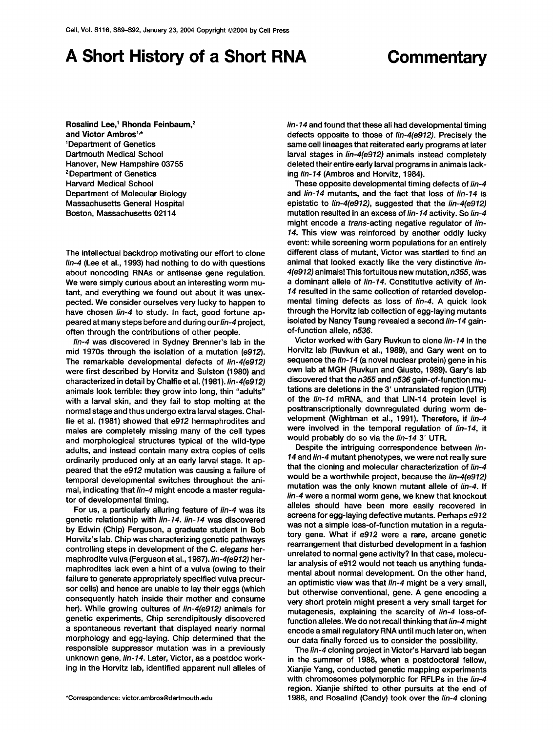# A Short History of a Short RNA

**Commentary**

Rosalind Lee,[1] Rhonda Feinbaum,[2] and Victor Ambros[1,*]
[1]Department of Genetics
Dartmouth Medical School
Hanover, New Hampshire 03755
[2]Department of Genetics
Harvard Medical School
Department of Molecular Biology
Massachusetts General Hospital
Boston, Massachusetts 02114

The intellectual backdrop motivating our effort to clone *lin-4* (Lee et al., 1993) had nothing to do with questions about noncoding RNAs or antisense gene regulation. We were simply curious about an interesting worm mutant, and everything we found out about it was unexpected. We consider ourselves very lucky to happen to have chosen *lin-4* to study. In fact, good fortune appeared at many steps before and during our *lin-4* project, often through the contributions of other people.

*lin-4* was discovered in Sydney Brenner's lab in the mid 1970s through the isolation of a mutation (*e912*). The remarkable developmental defects of *lin-4(e912)* were first described by Horvitz and Sulston (1980) and characterized in detail by Chalfie et al. (1981). *lin-4(e912)* animals look terrible: they grow into long, thin "adults" with a larval skin, and they fail to stop molting at the normal stage and thus undergo extra larval stages. Chalfie et al. (1981) showed that *e912* hermaphrodites and males are completely missing many of the cell types and morphological structures typical of the wild-type adults, and instead contain many extra copies of cells ordinarily produced only at an early larval stage. It appeared that the *e912* mutation was causing a failure of temporal developmental switches throughout the animal, indicating that *lin-4* might encode a master regulator of developmental timing.

For us, a particularly alluring feature of *lin-4* was its genetic relationship with *lin-14*. *lin-14* was discovered by Edwin (Chip) Ferguson, a graduate student in Bob Horvitz's lab. Chip was characterizing genetic pathways controlling steps in development of the *C. elegans* hermaphrodite vulva (Ferguson et al., 1987). *lin-4(e912)* hermaphrodites lack even a hint of a vulva (owing to their failure to generate appropriately specified vulva precursor cells) and hence are unable to lay their eggs (which consequently hatch inside their mother and consume her). While growing cultures of *lin-4(e912)* animals for genetic experiments, Chip serendipitously discovered a spontaneous revertant that displayed nearly normal morphology and egg-laying. Chip determined that the responsible suppressor mutation was in a previously unknown gene, *lin-14*. Later, Victor, as a postdoc working in the Horvitz lab, identified apparent null alleles of *lin-14* and found that these all had developmental timing defects opposite to those of *lin-4(e912)*. Precisely the same cell lineages that reiterated early programs at later larval stages in *lin-4(e912)* animals instead completely deleted their entire early larval programs in animals lacking *lin-14* (Ambros and Horvitz, 1984).

These opposite developmental timing defects of *lin-4* and *lin-14* mutants, and the fact that loss of *lin-14* is epistatic to *lin-4(e912)*, suggested that the *lin-4(e912)* mutation resulted in an excess of *lin-14* activity. So *lin-4* might encode a *trans*-acting negative regulator of *lin-14*. This view was reinforced by another oddly lucky event: while screening worm populations for an entirely different class of mutant, Victor was startled to find an animal that looked exactly like the very distinctive *lin-4(e912)* animals! This fortuitous new mutation, *n355*, was a dominant allele of *lin-14*. Constitutive activity of *lin-14* resulted in the same collection of retarded developmental timing defects as loss of *lin-4*. A quick look through the Horvitz lab collection of egg-laying mutants isolated by Nancy Tsung revealed a second *lin-14* gain-of-function allele, *n536*.

Victor worked with Gary Ruvkun to clone *lin-14* in the Horvitz lab (Ruvkun et al., 1989), and Gary went on to sequence the *lin-14* (a novel nuclear protein) gene in his own lab at MGH (Ruvkun and Giusto, 1989). Gary's lab discovered that the *n355* and *n536* gain-of-function mutations are deletions in the 3′ untranslated region (UTR) of the *lin-14* mRNA, and that LIN-14 protein level is posttranscriptionally downregulated during worm development (Wightman et al., 1991). Therefore, if *lin-4* were involved in the temporal regulation of *lin-14*, it would probably do so via the *lin-14* 3′ UTR.

Despite the intriguing correspondence between *lin-14* and *lin-4* mutant phenotypes, we were not really sure that the cloning and molecular characterization of *lin-4* would be a worthwhile project, because the *lin-4(e912)* mutation was the only known mutant allele of *lin-4*. If *lin-4* were a normal worm gene, we knew that knockout alleles should have been more easily recovered in screens for egg-laying defective mutants. Perhaps *e912* was not a simple loss-of-function mutation in a regulatory gene. What if *e912* were a rare, arcane genetic rearrangement that disturbed development in a fashion unrelated to normal gene activity? In that case, molecular analysis of e912 would not teach us anything fundamental about normal development. On the other hand, an optimistic view was that *lin-4* might be a very small, but otherwise conventional, gene. A gene encoding a very short protein might present a very small target for mutagenesis, explaining the scarcity of *lin-4* loss-of-function alleles. We do not recall thinking that *lin-4* might encode a small regulatory RNA until much later on, when our data finally forced us to consider the possibility.

The *lin-4* cloning project in Victor's Harvard lab began in the summer of 1988, when a postdoctoral fellow, Xianjie Yang, conducted genetic mapping experiments with chromosomes polymorphic for RFLPs in the *lin-4* region. Xianjie shifted to other pursuits at the end of 1988, and Rosalind (Candy) took over the *lin-4* cloning

*Correspondence: victor.ambros@dartmouth.edu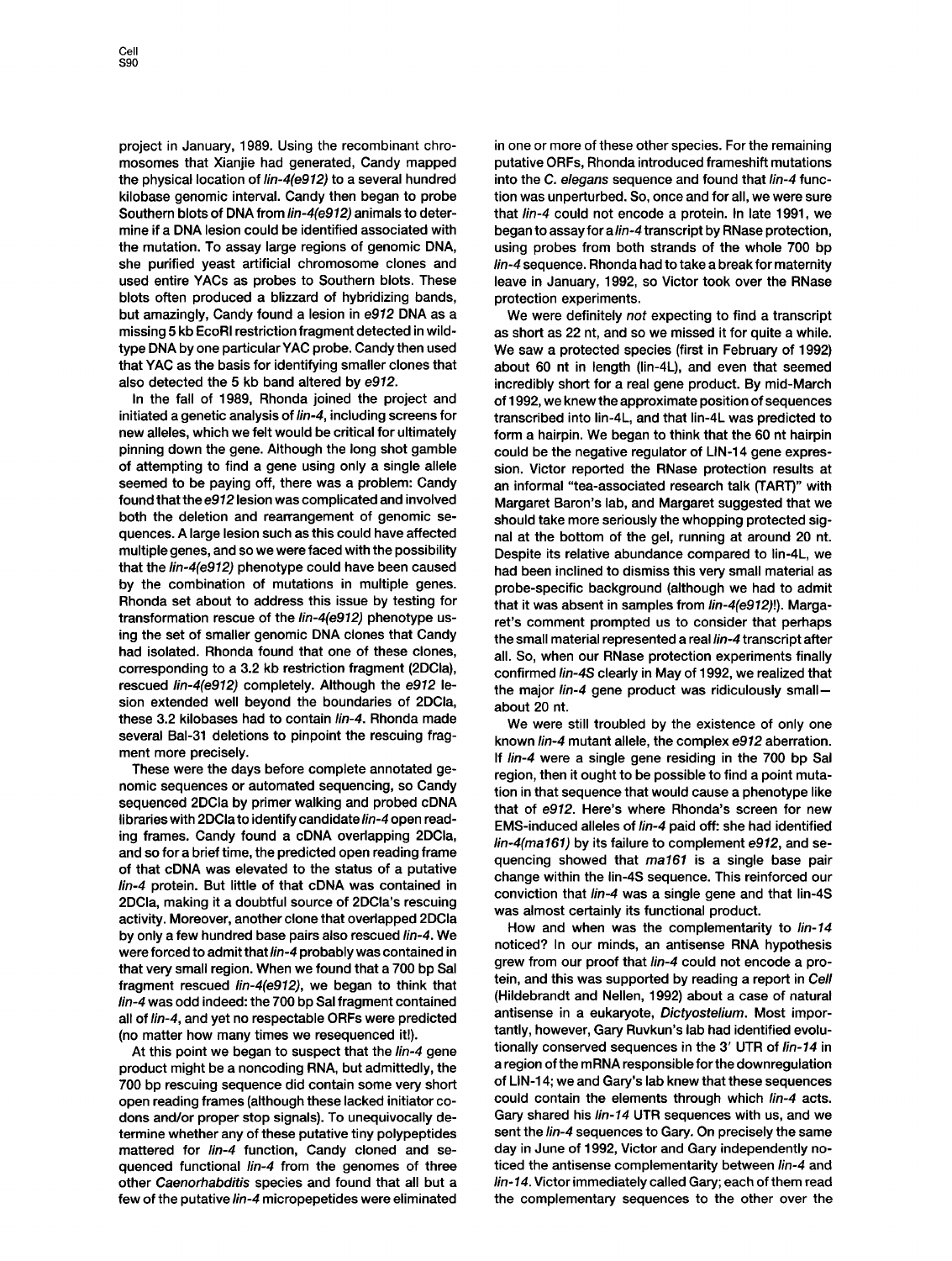project in January, 1989. Using the recombinant chromosomes that Xianjie had generated, Candy mapped the physical location of *lin-4(e912)* to a several hundred kilobase genomic interval. Candy then began to probe Southern blots of DNA from *lin-4(e912)* animals to determine if a DNA lesion could be identified associated with the mutation. To assay large regions of genomic DNA, she purified yeast artificial chromosome clones and used entire YACs as probes to Southern blots. These blots often produced a blizzard of hybridizing bands, but amazingly, Candy found a lesion in *e912* DNA as a missing 5 kb EcoRI restriction fragment detected in wild-type DNA by one particular YAC probe. Candy then used that YAC as the basis for identifying smaller clones that also detected the 5 kb band altered by *e912*.

In the fall of 1989, Rhonda joined the project and initiated a genetic analysis of *lin-4*, including screens for new alleles, which we felt would be critical for ultimately pinning down the gene. Although the long shot gamble of attempting to find a gene using only a single allele seemed to be paying off, there was a problem: Candy found that the *e912* lesion was complicated and involved both the deletion and rearrangement of genomic sequences. A large lesion such as this could have affected multiple genes, and so we were faced with the possibility that the *lin-4(e912)* phenotype could have been caused by the combination of mutations in multiple genes. Rhonda set about to address this issue by testing for transformation rescue of the *lin-4(e912)* phenotype using the set of smaller genomic DNA clones that Candy had isolated. Rhonda found that one of these clones, corresponding to a 3.2 kb restriction fragment (2DCla), rescued *lin-4(e912)* completely. Although the *e912* lesion extended well beyond the boundaries of 2DCla, these 3.2 kilobases had to contain *lin-4*. Rhonda made several Bal-31 deletions to pinpoint the rescuing fragment more precisely.

These were the days before complete annotated genomic sequences or automated sequencing, so Candy sequenced 2DCla by primer walking and probed cDNA libraries with 2DCla to identify candidate *lin-4* open reading frames. Candy found a cDNA overlapping 2DCla, and so for a brief time, the predicted open reading frame of that cDNA was elevated to the status of a putative *lin-4* protein. But little of that cDNA was contained in 2DCla, making it a doubtful source of 2DCla's rescuing activity. Moreover, another clone that overlapped 2DCla by only a few hundred base pairs also rescued *lin-4*. We were forced to admit that *lin-4* probably was contained in that very small region. When we found that a 700 bp Sal fragment rescued *lin-4(e912)*, we began to think that *lin-4* was odd indeed: the 700 bp Sal fragment contained all of *lin-4*, and yet no respectable ORFs were predicted (no matter how many times we resequenced it!).

At this point we began to suspect that the *lin-4* gene product might be a noncoding RNA, but admittedly, the 700 bp rescuing sequence did contain some very short open reading frames (although these lacked initiator codons and/or proper stop signals). To unequivocally determine whether any of these putative tiny polypeptides mattered for *lin-4* function, Candy cloned and sequenced functional *lin-4* from the genomes of three other *Caenorhabditis* species and found that all but a few of the putative *lin-4* micropepetides were eliminated in one or more of these other species. For the remaining putative ORFs, Rhonda introduced frameshift mutations into the *C. elegans* sequence and found that *lin-4* function was unperturbed. So, once and for all, we were sure that *lin-4* could not encode a protein. In late 1991, we began to assay for a *lin-4* transcript by RNase protection, using probes from both strands of the whole 700 bp *lin-4* sequence. Rhonda had to take a break for maternity leave in January, 1992, so Victor took over the RNase protection experiments.

We were definitely *not* expecting to find a transcript as short as 22 nt, and so we missed it for quite a while. We saw a protected species (first in February of 1992) about 60 nt in length (lin-4L), and even that seemed incredibly short for a real gene product. By mid-March of 1992, we knew the approximate position of sequences transcribed into lin-4L, and that lin-4L was predicted to form a hairpin. We began to think that the 60 nt hairpin could be the negative regulator of LIN-14 gene expression. Victor reported the RNase protection results at an informal "tea-associated research talk (TART)" with Margaret Baron's lab, and Margaret suggested that we should take more seriously the whopping protected signal at the bottom of the gel, running at around 20 nt. Despite its relative abundance compared to lin-4L, we had been inclined to dismiss this very small material as probe-specific background (although we had to admit that it was absent in samples from *lin-4(e912)*!). Margaret's comment prompted us to consider that perhaps the small material represented a real *lin-4* transcript after all. So, when our RNase protection experiments finally confirmed *lin-4S* clearly in May of 1992, we realized that the major *lin-4* gene product was ridiculously small—about 20 nt.

We were still troubled by the existence of only one known *lin-4* mutant allele, the complex *e912* aberration. If *lin-4* were a single gene residing in the 700 bp Sal region, then it ought to be possible to find a point mutation in that sequence that would cause a phenotype like that of *e912*. Here's where Rhonda's screen for new EMS-induced alleles of *lin-4* paid off: she had identified *lin-4(ma161)* by its failure to complement *e912*, and sequencing showed that *ma161* is a single base pair change within the lin-4S sequence. This reinforced our conviction that *lin-4* was a single gene and that lin-4S was almost certainly its functional product.

How and when was the complementarity to *lin-14* noticed? In our minds, an antisense RNA hypothesis grew from our proof that *lin-4* could not encode a protein, and this was supported by reading a report in *Cell* (Hildebrandt and Nellen, 1992) about a case of natural antisense in a eukaryote, *Dictyostelium*. Most importantly, however, Gary Ruvkun's lab had identified evolutionally conserved sequences in the 3′ UTR of *lin-14* in a region of the mRNA responsible for the downregulation of LIN-14; we and Gary's lab knew that these sequences could contain the elements through which *lin-4* acts. Gary shared his *lin-14* UTR sequences with us, and we sent the *lin-4* sequences to Gary. On precisely the same day in June of 1992, Victor and Gary independently noticed the antisense complementarity between *lin-4* and *lin-14*. Victor immediately called Gary; each of them read the complementary sequences to the other over the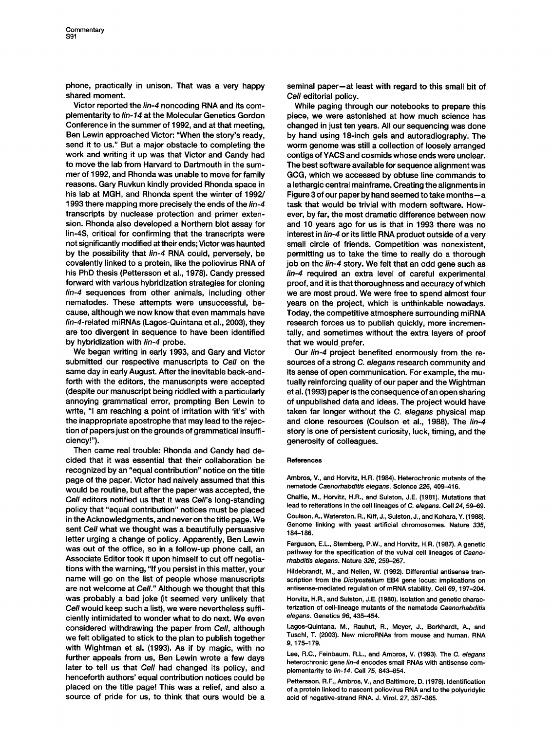phone, practically in unison. That was a very happy shared moment.

Victor reported the *lin-4* noncoding RNA and its complementarity to *lin-14* at the Molecular Genetics Gordon Conference in the summer of 1992, and at that meeting, Ben Lewin approached Victor: "When the story's ready, send it to us." But a major obstacle to completing the work and writing it up was that Victor and Candy had to move the lab from Harvard to Dartmouth in the summer of 1992, and Rhonda was unable to move for family reasons. Gary Ruvkun kindly provided Rhonda space in his lab at MGH, and Rhonda spent the winter of 1992/1993 there mapping more precisely the ends of the *lin-4* transcripts by nuclease protection and primer extension. Rhonda also developed a Northern blot assay for lin-4S, critical for confirming that the transcripts were not significantly modified at their ends; Victor was haunted by the possibility that *lin-4* RNA could, perversely, be covalently linked to a protein, like the poliovirus RNA of his PhD thesis (Pettersson et al., 1978). Candy pressed forward with various hybridization strategies for cloning *lin-4* sequences from other animals, including other nematodes. These attempts were unsuccessful, because, although we now know that even mammals have *lin-4*-related miRNAs (Lagos-Quintana et al., 2003), they are too divergent in sequence to have been identified by hybridization with *lin-4* probe.

We began writing in early 1993, and Gary and Victor submitted our respective manuscripts to *Cell* on the same day in early August. After the inevitable back-and-forth with the editors, the manuscripts were accepted (despite our manuscript being riddled with a particularly annoying grammatical error, prompting Ben Lewin to write, "I am reaching a point of irritation with 'it's' with the inappropriate apostrophe that may lead to the rejection of papers just on the grounds of grammatical insufficiency!").

Then came real trouble: Rhonda and Candy had decided that it was essential that their collaboration be recognized by an "equal contribution" notice on the title page of the paper. Victor had naively assumed that this would be routine, but after the paper was accepted, the *Cell* editors notified us that it was *Cell*'s long-standing policy that "equal contribution" notices must be placed in the Acknowledgments, and never on the title page. We sent *Cell* what we thought was a beautifully persuasive letter urging a change of policy. Apparently, Ben Lewin was out of the office, so in a follow-up phone call, an Associate Editor took it upon himself to cut off negotiations with the warning, "If you persist in this matter, your name will go on the list of people whose manuscripts are not welcome at *Cell*." Although we thought that this was probably a bad joke (it seemed very unlikely that *Cell* would keep such a list), we were nevertheless sufficiently intimidated to wonder what to do next. We even considered withdrawing the paper from *Cell*, although we felt obligated to stick to the plan to publish together with Wightman et al. (1993). As if by magic, with no further appeals from us, Ben Lewin wrote a few days later to tell us that *Cell* had changed its policy, and henceforth authors' equal contribution notices could be placed on the title page! This was a relief, and also a source of pride for us, to think that ours would be a seminal paper—at least with regard to this small bit of *Cell* editorial policy.

While paging through our notebooks to prepare this piece, we were astonished at how much science has changed in just ten years. All our sequencing was done by hand using 18-inch gels and autoradiography. The worm genome was still a collection of loosely arranged contigs of YACS and cosmids whose ends were unclear. The best software available for sequence alignment was GCG, which we accessed by obtuse line commands to a lethargic central mainframe. Creating the alignments in Figure 3 of our paper by hand seemed to take months—a task that would be trivial with modern software. However, by far, the most dramatic difference between now and 10 years ago for us is that in 1993 there was no interest in *lin-4* or its little RNA product outside of a very small circle of friends. Competition was nonexistent, permitting us to take the time to really do a thorough job on the *lin-4* story. We felt that an odd gene such as *lin-4* required an extra level of careful experimental proof, and it is that thoroughness and accuracy of which we are most proud. We were free to spend almost four years on the project, which is unthinkable nowadays. Today, the competitive atmosphere surrounding miRNA research forces us to publish quickly, more incrementally, and sometimes without the extra layers of proof that we would prefer.

Our *lin-4* project benefited enormously from the resources of a strong *C. elegans* research community and its sense of open communication. For example, the mutually reinforcing quality of our paper and the Wightman et al. (1993) paper is the consequence of an open sharing of unpublished data and ideas. The project would have taken far longer without the *C. elegans* physical map and clone resources (Coulson et al., 1988). The *lin-4* story is one of persistent curiosity, luck, timing, and the generosity of colleagues.

## References

Ambros, V., and Horvitz, H.R. (1984). Heterochronic mutants of the nematode *Caenorhabditis elegans*. Science *226*, 409–416.

Chalfie, M., Horvitz, H.R., and Sulston, J.E. (1981). Mutations that lead to reiterations in the cell lineages of *C. elegans*. Cell *24*, 59–69.

Coulson, A., Waterston, R., Kiff, J., Sulston, J., and Kohara, Y. (1988). Genome linking with yeast artificial chromosomes. Nature *335*, 184–186.

Ferguson, E.L., Sternberg, P.W., and Horvitz, H.R. (1987). A genetic pathway for the specification of the vulval cell lineages of *Caenorhabditis elegans*. Nature *326*, 259–267.

Hildebrandt, M., and Nellen, W. (1992). Differential antisense transcription from the *Dictyostelium* EB4 gene locus: implications on antisense-mediated regulation of mRNA stability. Cell *69*, 197–204.

Horvitz, H.R., and Sulston, J.E. (1980). Isolation and genetic characterization of cell-lineage mutants of the nematode *Caenorhabditis elegans*. Genetics *96*, 435–454.

Lagos-Quintana, M., Rauhut, R., Meyer, J., Borkhardt, A., and Tuschl, T. (2003). New microRNAs from mouse and human. RNA *9*, 175–179.

Lee, R.C., Feinbaum, R.L., and Ambros, V. (1993). The *C. elegans* heterochronic gene *lin-4* encodes small RNAs with antisense complementarity to *lin-14*. Cell *75*, 843–854.

Pettersson, R.F., Ambros, V., and Baltimore, D. (1978). Identification of a protein linked to nascent poliovirus RNA and to the polyuridylic acid of negative-strand RNA. J. Virol. *27*, 357–365.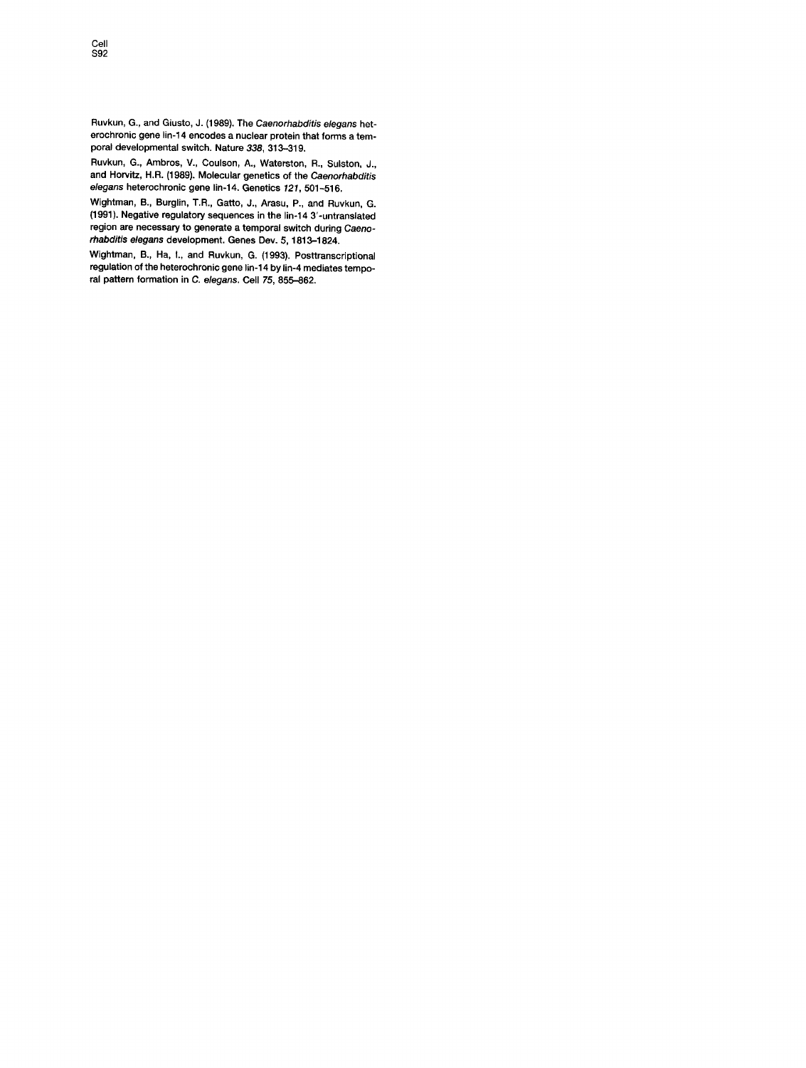Ruvkun, G., and Giusto, J. (1989). The *Caenorhabditis elegans* heterochronic gene lin-14 encodes a nuclear protein that forms a temporal developmental switch. Nature *338*, 313–319.

Ruvkun, G., Ambros, V., Coulson, A., Waterston, R., Sulston, J., and Horvitz, H.R. (1989). Molecular genetics of the *Caenorhabditis elegans* heterochronic gene lin-14. Genetics *121*, 501–516.

Wightman, B., Burglin, T.R., Gatto, J., Arasu, P., and Ruvkun, G. (1991). Negative regulatory sequences in the lin-14 3′-untranslated region are necessary to generate a temporal switch during *Caenorhabditis elegans* development. Genes Dev. *5*, 1813–1824.

Wightman, B., Ha, I., and Ruvkun, G. (1993). Posttranscriptional regulation of the heterochronic gene lin-14 by lin-4 mediates temporal pattern formation in *C. elegans*. Cell *75*, 855–862.